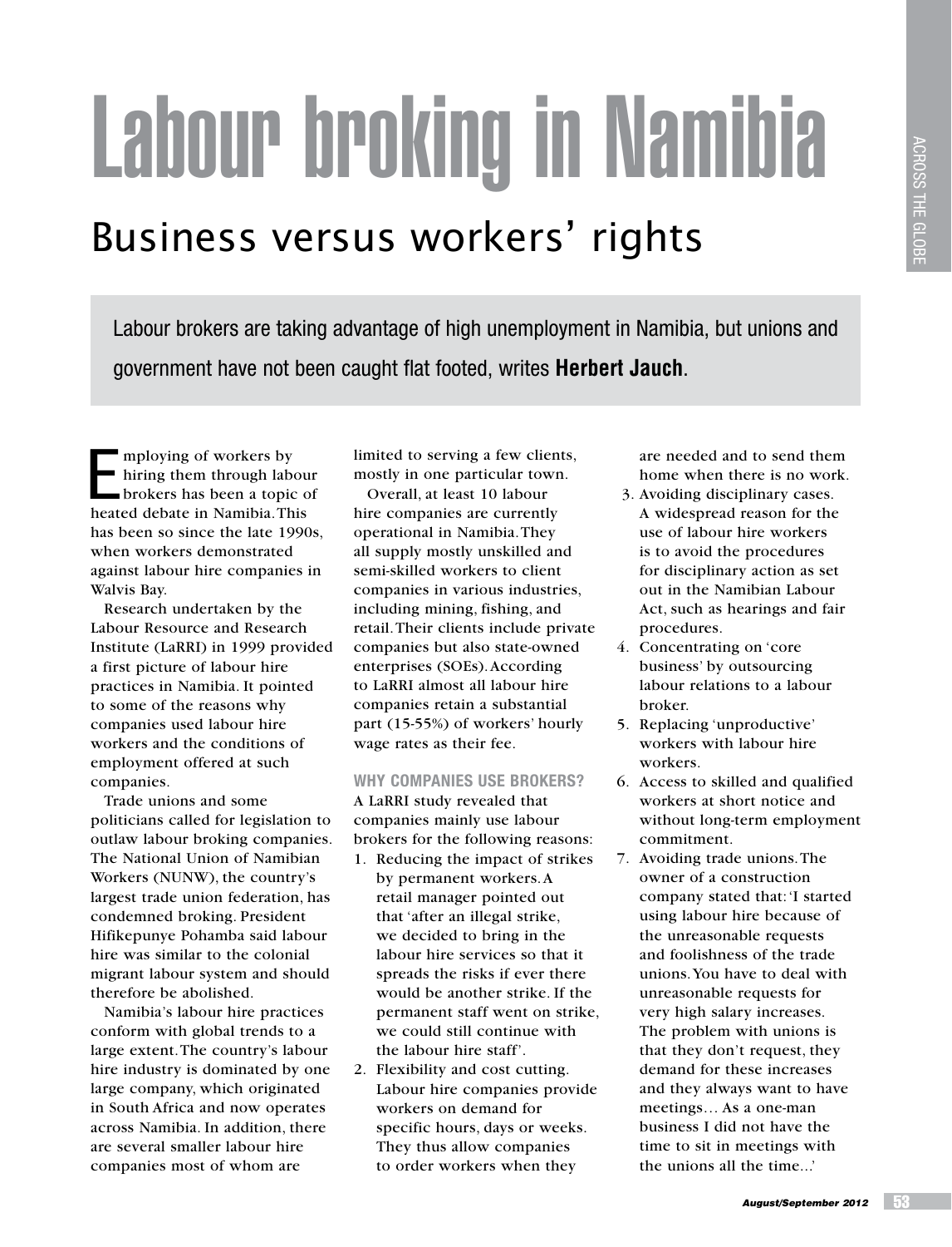# Labour broking in Namibia

## Business versus workers' rights

Labour brokers are taking advantage of high unemployment in Namibia, but unions and government have not been caught flat footed, writes **Herbert Jauch**.

Employing of workers by hiring them through labour brokers has been a topic of heated debate in Namibia. This has been so since the late 1990s, when workers demonstrated against labour hire companies in Walvis Bay.

Research undertaken by the Labour Resource and Research Institute (LaRRI) in 1999 provided a first picture of labour hire practices in Namibia. It pointed to some of the reasons why companies used labour hire workers and the conditions of employment offered at such companies.

Trade unions and some politicians called for legislation to outlaw labour broking companies. The National Union of Namibian Workers (NUNW), the country's largest trade union federation, has condemned broking. President Hifikepunye Pohamba said labour hire was similar to the colonial migrant labour system and should therefore be abolished.

Namibia's labour hire practices conform with global trends to a large extent. The country's labour hire industry is dominated by one large company, which originated in South Africa and now operates across Namibia. In addition, there are several smaller labour hire companies most of whom are limited to serving a few clients, mostly in one particular town.

Overall, at least 10 labour hire companies are currently operational in Namibia. They all supply mostly unskilled and semi-skilled workers to client companies in various industries, including mining, fishing, and retail. Their clients include private companies but also state-owned enterprises (SOEs). According to LaRRI almost all labour hire companies retain a substantial part (15-55%) of workers' hourly wage rates as their fee.

### WHY COMPANIES USE BROKERS?

A LaRRI study revealed that companies mainly use labour brokers for the following reasons:

1. Reducing the impact of strikes by permanent workers. A retail manager pointed out that 'after an illegal strike, we decided to bring in the labour hire services so that it spreads the risks if ever there would be another strike. If the permanent staff went on strike, we could still continue with the labour hire staff'.
2. Flexibility and cost cutting. Labour hire companies provide workers on demand for specific hours, days or weeks. They thus allow companies to order workers when they are needed and to send them home when there is no work.
3. Avoiding disciplinary cases. A widespread reason for the use of labour hire workers is to avoid the procedures for disciplinary action as set out in the Namibian Labour Act, such as hearings and fair procedures.
4. Concentrating on 'core business' by outsourcing labour relations to a labour broker.
5. Replacing 'unproductive' workers with labour hire workers.
6. Access to skilled and qualified workers at short notice and without long-term employment commitment.
7. Avoiding trade unions. The owner of a construction company stated that: 'I started using labour hire because of the unreasonable requests and foolishness of the trade unions. You have to deal with unreasonable requests for very high salary increases. The problem with unions is that they don't request, they demand for these increases and they always want to have meetings… As a one-man business I did not have the time to sit in meetings with the unions all the time...'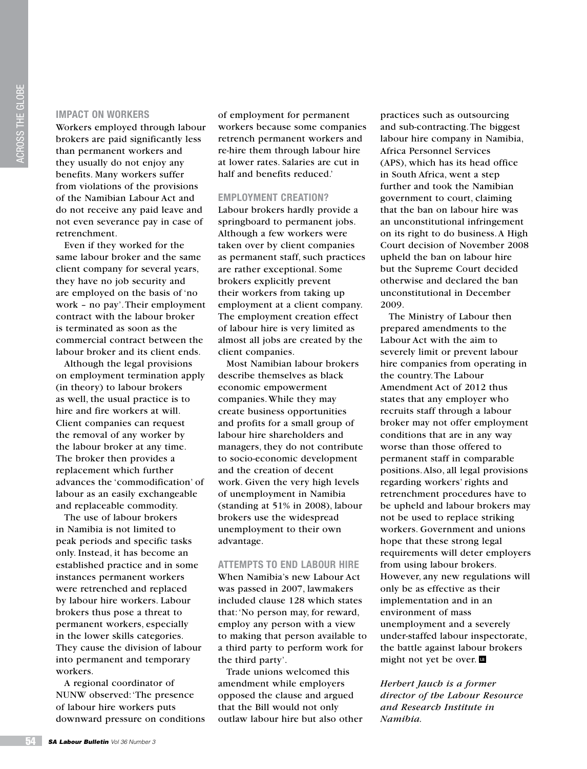## IMPACT ON WORKERS

Workers employed through labour brokers are paid significantly less than permanent workers and they usually do not enjoy any benefits. Many workers suffer from violations of the provisions of the Namibian Labour Act and do not receive any paid leave and not even severance pay in case of retrenchment.

Even if they worked for the same labour broker and the same client company for several years, they have no job security and are employed on the basis of 'no work – no pay'. Their employment contract with the labour broker is terminated as soon as the commercial contract between the labour broker and its client ends.

Although the legal provisions on employment termination apply (in theory) to labour brokers as well, the usual practice is to hire and fire workers at will. Client companies can request the removal of any worker by the labour broker at any time. The broker then provides a replacement which further advances the 'commodification' of labour as an easily exchangeable and replaceable commodity.

The use of labour brokers in Namibia is not limited to peak periods and specific tasks only. Instead, it has become an established practice and in some instances permanent workers were retrenched and replaced by labour hire workers. Labour brokers thus pose a threat to permanent workers, especially in the lower skills categories. They cause the division of labour into permanent and temporary workers.

A regional coordinator of NUNW observed: 'The presence of labour hire workers puts downward pressure on conditions of employment for permanent workers because some companies retrench permanent workers and re-hire them through labour hire at lower rates. Salaries are cut in half and benefits reduced.'

## EMPLOYMENT CREATION?

Labour brokers hardly provide a springboard to permanent jobs. Although a few workers were taken over by client companies as permanent staff, such practices are rather exceptional. Some brokers explicitly prevent their workers from taking up employment at a client company. The employment creation effect of labour hire is very limited as almost all jobs are created by the client companies.

Most Namibian labour brokers describe themselves as black economic empowerment companies. While they may create business opportunities and profits for a small group of labour hire shareholders and managers, they do not contribute to socio-economic development and the creation of decent work. Given the very high levels of unemployment in Namibia (standing at 51% in 2008), labour brokers use the widespread unemployment to their own advantage.

## ATTEMPTS TO END LABOUR HIRE

When Namibia's new Labour Act was passed in 2007, lawmakers included clause 128 which states that: 'No person may, for reward, employ any person with a view to making that person available to a third party to perform work for the third party'.

Trade unions welcomed this amendment while employers opposed the clause and argued that the Bill would not only outlaw labour hire but also other practices such as outsourcing and sub-contracting. The biggest labour hire company in Namibia, Africa Personnel Services (APS), which has its head office in South Africa, went a step further and took the Namibian government to court, claiming that the ban on labour hire was an unconstitutional infringement on its right to do business. A High Court decision of November 2008 upheld the ban on labour hire but the Supreme Court decided otherwise and declared the ban unconstitutional in December 2009.

The Ministry of Labour then prepared amendments to the Labour Act with the aim to severely limit or prevent labour hire companies from operating in the country. The Labour Amendment Act of 2012 thus states that any employer who recruits staff through a labour broker may not offer employment conditions that are in any way worse than those offered to permanent staff in comparable positions. Also, all legal provisions regarding workers' rights and retrenchment procedures have to be upheld and labour brokers may not be used to replace striking workers. Government and unions hope that these strong legal requirements will deter employers from using labour brokers. However, any new regulations will only be as effective as their implementation and in an environment of mass unemployment and a severely under-staffed labour inspectorate, the battle against labour brokers might not yet be over.

*Herbert Jauch is a former director of the Labour Resource and Research Institute in Namibia.*